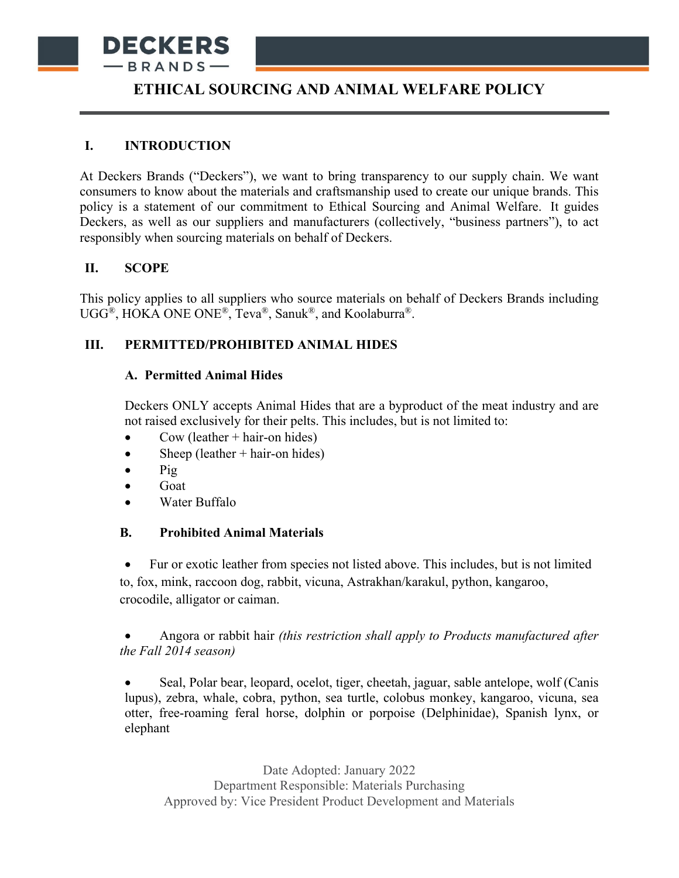# ETHICAL SOURCING AND ANIMAL WELFARE POLICY

## I. INTRODUCTION

At Deckers Brands ("Deckers"), we want to bring transparency to our supply chain. We want consumers to know about the materials and craftsmanship used to create our unique brands. This policy is a statement of our commitment to Ethical Sourcing and Animal Welfare. It guides Deckers, as well as our suppliers and manufacturers (collectively, "business partners"), to act responsibly when sourcing materials on behalf of Deckers.

## II. SCOPE

This policy applies to all suppliers who source materials on behalf of Deckers Brands including UGG®, HOKA ONE ONE®, Teva®, Sanuk®, and Koolaburra®.

## III. PERMITTED/PROHIBITED ANIMAL HIDES

### A. Permitted Animal Hides

Deckers ONLY accepts Animal Hides that are a byproduct of the meat industry and are not raised exclusively for their pelts. This includes, but is not limited to:

- Cow (leather + hair-on hides)
- Sheep (leather + hair-on hides)
- Pig
- Goat
- Water Buffalo

### B. Prohibited Animal Materials

- Fur or exotic leather from species not listed above. This includes, but is not limited to, fox, mink, raccoon dog, rabbit, vicuna, Astrakhan/karakul, python, kangaroo, crocodile, alligator or caiman.

- Angora or rabbit hair *(this restriction shall apply to Products manufactured after the Fall 2014 season)*

- Seal, Polar bear, leopard, ocelot, tiger, cheetah, jaguar, sable antelope, wolf (Canis lupus), zebra, whale, cobra, python, sea turtle, colobus monkey, kangaroo, vicuna, sea otter, free-roaming feral horse, dolphin or porpoise (Delphinidae), Spanish lynx, or elephant

Date Adopted: January 2022
Department Responsible: Materials Purchasing
Approved by: Vice President Product Development and Materials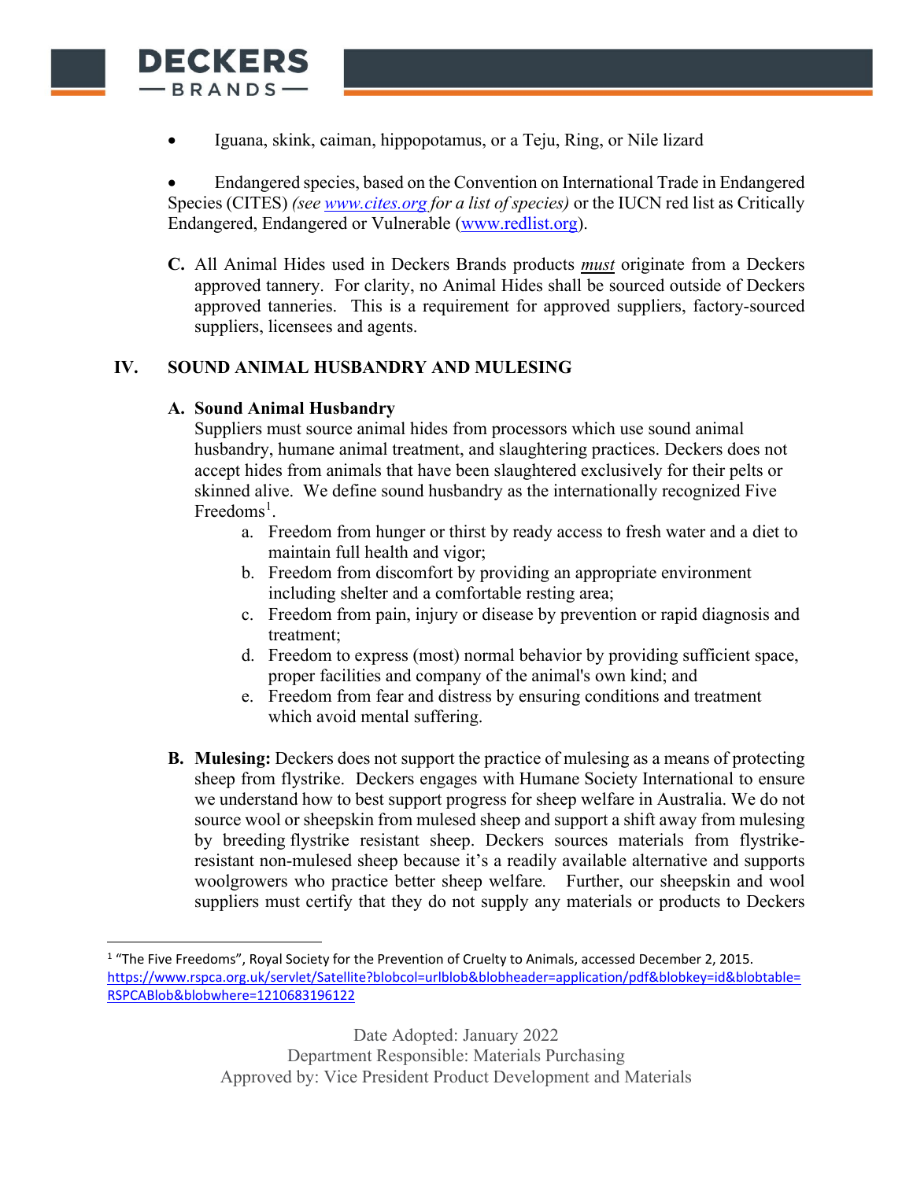- Iguana, skink, caiman, hippopotamus, or a Teju, Ring, or Nile lizard

- Endangered species, based on the Convention on International Trade in Endangered Species (CITES) *(see [www.cites.org](www.cites.org) for a list of species)* or the IUCN red list as Critically Endangered, Endangered or Vulnerable ([www.redlist.org](www.redlist.org)).

**C.** All Animal Hides used in Deckers Brands products ***must*** originate from a Deckers approved tannery. For clarity, no Animal Hides shall be sourced outside of Deckers approved tanneries. This is a requirement for approved suppliers, factory-sourced suppliers, licensees and agents.

## IV. SOUND ANIMAL HUSBANDRY AND MULESING

### A. Sound Animal Husbandry

Suppliers must source animal hides from processors which use sound animal husbandry, humane animal treatment, and slaughtering practices. Deckers does not accept hides from animals that have been slaughtered exclusively for their pelts or skinned alive. We define sound husbandry as the internationally recognized Five Freedoms[1].

a. Freedom from hunger or thirst by ready access to fresh water and a diet to maintain full health and vigor;
b. Freedom from discomfort by providing an appropriate environment including shelter and a comfortable resting area;
c. Freedom from pain, injury or disease by prevention or rapid diagnosis and treatment;
d. Freedom to express (most) normal behavior by providing sufficient space, proper facilities and company of the animal's own kind; and
e. Freedom from fear and distress by ensuring conditions and treatment which avoid mental suffering.

**B. Mulesing:** Deckers does not support the practice of mulesing as a means of protecting sheep from flystrike. Deckers engages with Humane Society International to ensure we understand how to best support progress for sheep welfare in Australia. We do not source wool or sheepskin from mulesed sheep and support a shift away from mulesing by breeding flystrike resistant sheep. Deckers sources materials from flystrike-resistant non-mulesed sheep because it's a readily available alternative and supports woolgrowers who practice better sheep welfare. Further, our sheepskin and wool suppliers must certify that they do not supply any materials or products to Deckers

---

[1] "The Five Freedoms", Royal Society for the Prevention of Cruelty to Animals, accessed December 2, 2015. https://www.rspca.org.uk/servlet/Satellite?blobcol=urlblob&blobheader=application/pdf&blobkey=id&blobtable=RSPCABlob&blobwhere=1210683196122

Date Adopted: January 2022
Department Responsible: Materials Purchasing
Approved by: Vice President Product Development and Materials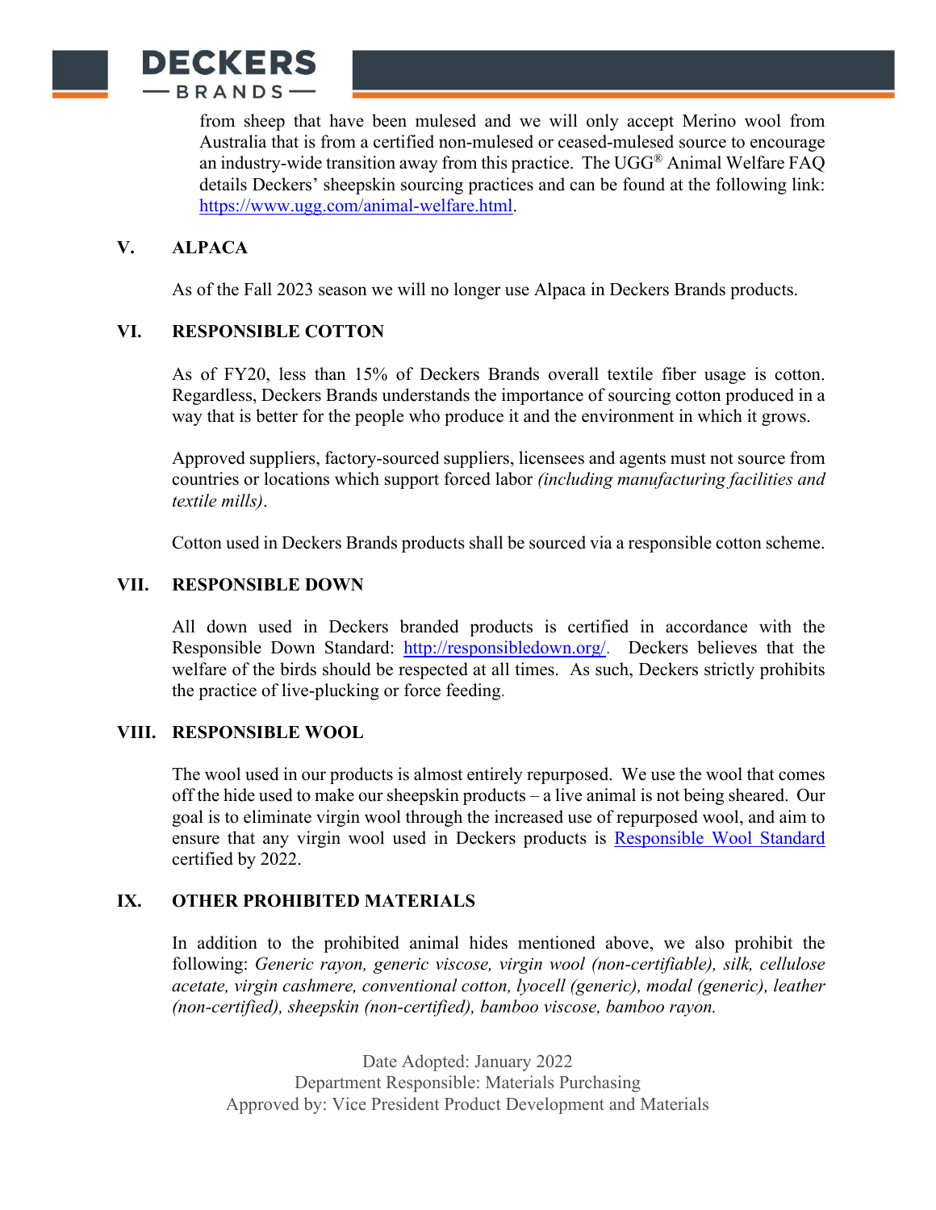from sheep that have been mulesed and we will only accept Merino wool from Australia that is from a certified non-mulesed or ceased-mulesed source to encourage an industry-wide transition away from this practice. The UGG® Animal Welfare FAQ details Deckers' sheepskin sourcing practices and can be found at the following link: [https://www.ugg.com/animal-welfare.html](https://www.ugg.com/animal-welfare.html).

## V. ALPACA

As of the Fall 2023 season we will no longer use Alpaca in Deckers Brands products.

## VI. RESPONSIBLE COTTON

As of FY20, less than 15% of Deckers Brands overall textile fiber usage is cotton. Regardless, Deckers Brands understands the importance of sourcing cotton produced in a way that is better for the people who produce it and the environment in which it grows.

Approved suppliers, factory-sourced suppliers, licensees and agents must not source from countries or locations which support forced labor *(including manufacturing facilities and textile mills)*.

Cotton used in Deckers Brands products shall be sourced via a responsible cotton scheme.

## VII. RESPONSIBLE DOWN

All down used in Deckers branded products is certified in accordance with the Responsible Down Standard: [http://responsibledown.org/](http://responsibledown.org/). Deckers believes that the welfare of the birds should be respected at all times. As such, Deckers strictly prohibits the practice of live-plucking or force feeding.

## VIII. RESPONSIBLE WOOL

The wool used in our products is almost entirely repurposed. We use the wool that comes off the hide used to make our sheepskin products – a live animal is not being sheared. Our goal is to eliminate virgin wool through the increased use of repurposed wool, and aim to ensure that any virgin wool used in Deckers products is Responsible Wool Standard certified by 2022.

## IX. OTHER PROHIBITED MATERIALS

In addition to the prohibited animal hides mentioned above, we also prohibit the following: *Generic rayon, generic viscose, virgin wool (non-certifiable), silk, cellulose acetate, virgin cashmere, conventional cotton, lyocell (generic), modal (generic), leather (non-certified), sheepskin (non-certified), bamboo viscose, bamboo rayon.*

Date Adopted: January 2022
Department Responsible: Materials Purchasing
Approved by: Vice President Product Development and Materials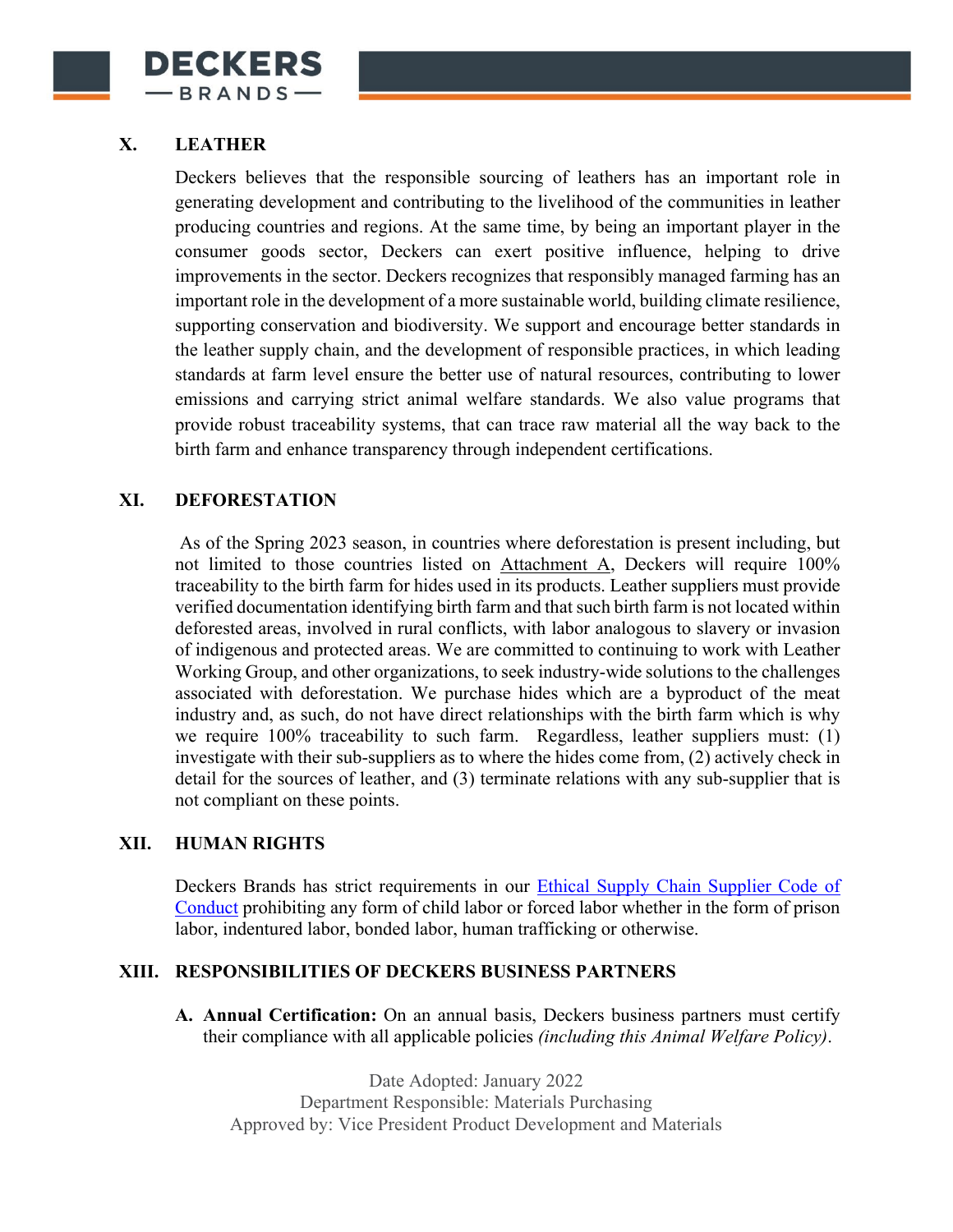## X. LEATHER

Deckers believes that the responsible sourcing of leathers has an important role in generating development and contributing to the livelihood of the communities in leather producing countries and regions. At the same time, by being an important player in the consumer goods sector, Deckers can exert positive influence, helping to drive improvements in the sector. Deckers recognizes that responsibly managed farming has an important role in the development of a more sustainable world, building climate resilience, supporting conservation and biodiversity. We support and encourage better standards in the leather supply chain, and the development of responsible practices, in which leading standards at farm level ensure the better use of natural resources, contributing to lower emissions and carrying strict animal welfare standards. We also value programs that provide robust traceability systems, that can trace raw material all the way back to the birth farm and enhance transparency through independent certifications.

## XI. DEFORESTATION

As of the Spring 2023 season, in countries where deforestation is present including, but not limited to those countries listed on Attachment A, Deckers will require 100% traceability to the birth farm for hides used in its products. Leather suppliers must provide verified documentation identifying birth farm and that such birth farm is not located within deforested areas, involved in rural conflicts, with labor analogous to slavery or invasion of indigenous and protected areas. We are committed to continuing to work with Leather Working Group, and other organizations, to seek industry-wide solutions to the challenges associated with deforestation. We purchase hides which are a byproduct of the meat industry and, as such, do not have direct relationships with the birth farm which is why we require 100% traceability to such farm. Regardless, leather suppliers must: (1) investigate with their sub-suppliers as to where the hides come from, (2) actively check in detail for the sources of leather, and (3) terminate relations with any sub-supplier that is not compliant on these points.

## XII. HUMAN RIGHTS

Deckers Brands has strict requirements in our Ethical Supply Chain Supplier Code of Conduct prohibiting any form of child labor or forced labor whether in the form of prison labor, indentured labor, bonded labor, human trafficking or otherwise.

## XIII. RESPONSIBILITIES OF DECKERS BUSINESS PARTNERS

A. **Annual Certification:** On an annual basis, Deckers business partners must certify their compliance with all applicable policies *(including this Animal Welfare Policy)*.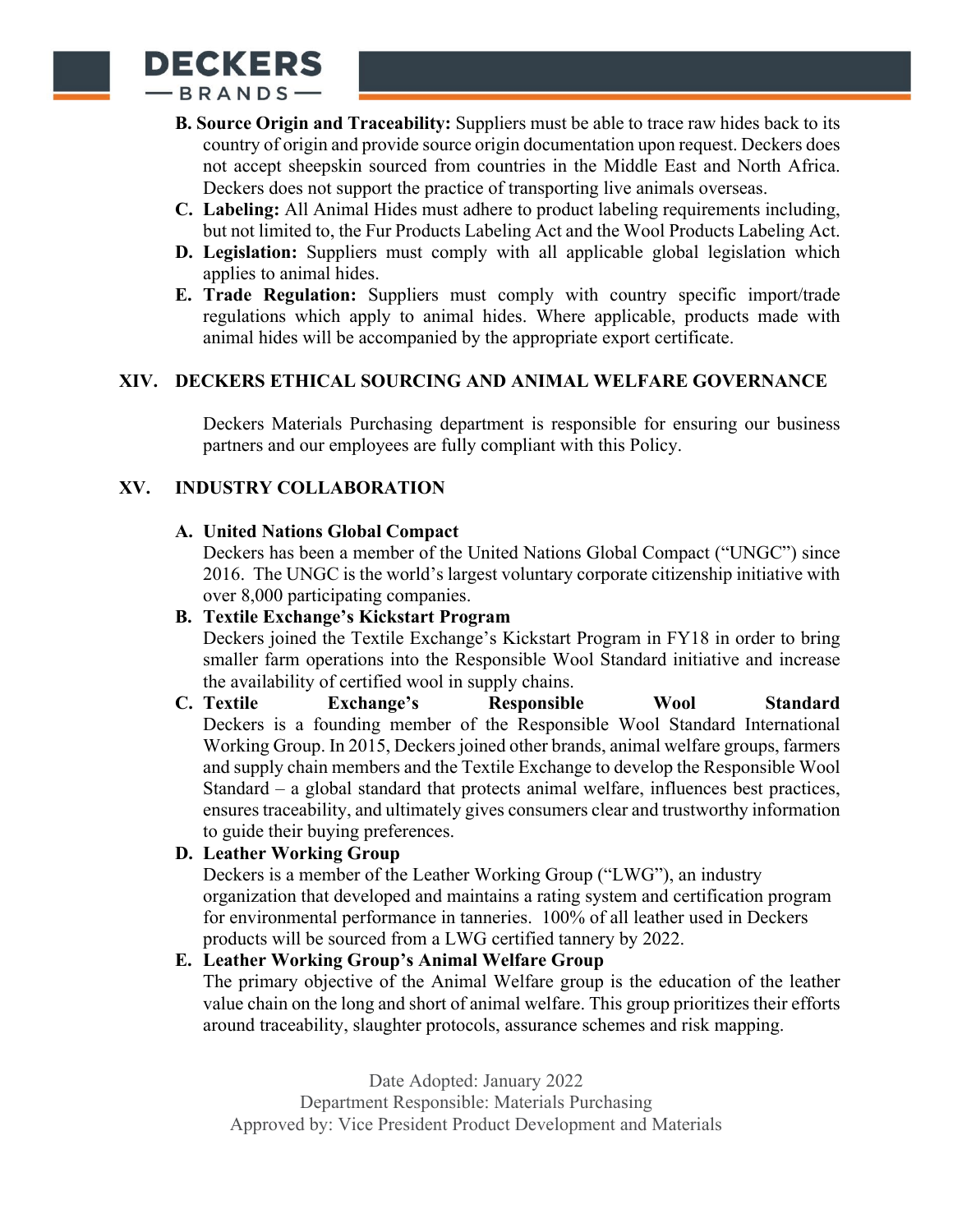**B. Source Origin and Traceability:** Suppliers must be able to trace raw hides back to its country of origin and provide source origin documentation upon request. Deckers does not accept sheepskin sourced from countries in the Middle East and North Africa. Deckers does not support the practice of transporting live animals overseas.

**C. Labeling:** All Animal Hides must adhere to product labeling requirements including, but not limited to, the Fur Products Labeling Act and the Wool Products Labeling Act.

**D. Legislation:** Suppliers must comply with all applicable global legislation which applies to animal hides.

**E. Trade Regulation:** Suppliers must comply with country specific import/trade regulations which apply to animal hides. Where applicable, products made with animal hides will be accompanied by the appropriate export certificate.

## XIV. DECKERS ETHICAL SOURCING AND ANIMAL WELFARE GOVERNANCE

Deckers Materials Purchasing department is responsible for ensuring our business partners and our employees are fully compliant with this Policy.

## XV. INDUSTRY COLLABORATION

**A. United Nations Global Compact**
Deckers has been a member of the United Nations Global Compact ("UNGC") since 2016. The UNGC is the world's largest voluntary corporate citizenship initiative with over 8,000 participating companies.

**B. Textile Exchange's Kickstart Program**
Deckers joined the Textile Exchange's Kickstart Program in FY18 in order to bring smaller farm operations into the Responsible Wool Standard initiative and increase the availability of certified wool in supply chains.

**C. Textile Exchange's Responsible Wool Standard**
Deckers is a founding member of the Responsible Wool Standard International Working Group. In 2015, Deckers joined other brands, animal welfare groups, farmers and supply chain members and the Textile Exchange to develop the Responsible Wool Standard – a global standard that protects animal welfare, influences best practices, ensures traceability, and ultimately gives consumers clear and trustworthy information to guide their buying preferences.

**D. Leather Working Group**
Deckers is a member of the Leather Working Group ("LWG"), an industry organization that developed and maintains a rating system and certification program for environmental performance in tanneries. 100% of all leather used in Deckers products will be sourced from a LWG certified tannery by 2022.

**E. Leather Working Group's Animal Welfare Group**
The primary objective of the Animal Welfare group is the education of the leather value chain on the long and short of animal welfare. This group prioritizes their efforts around traceability, slaughter protocols, assurance schemes and risk mapping.

Date Adopted: January 2022
Department Responsible: Materials Purchasing
Approved by: Vice President Product Development and Materials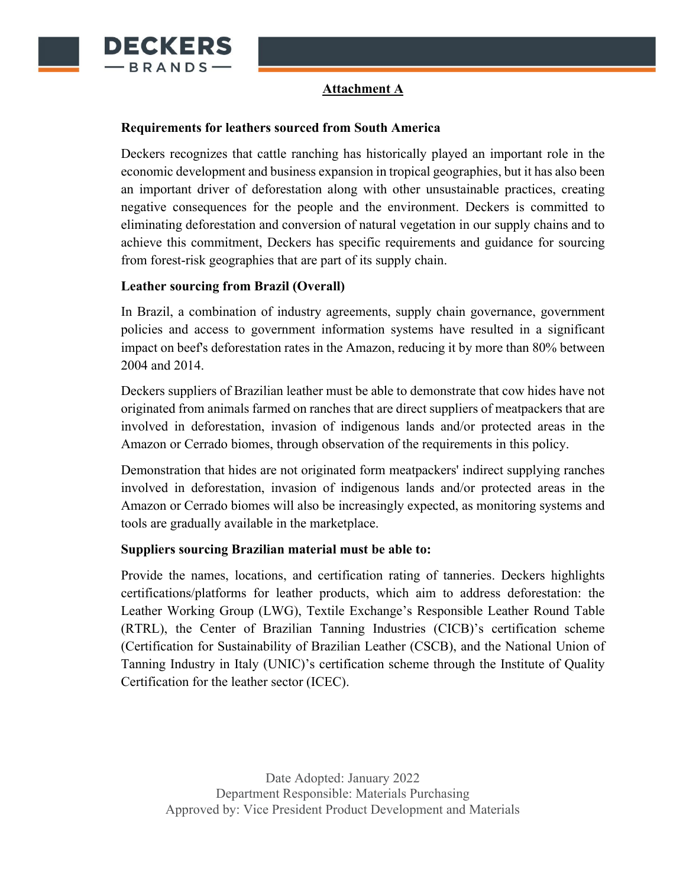## Attachment A

**Requirements for leathers sourced from South America**

Deckers recognizes that cattle ranching has historically played an important role in the economic development and business expansion in tropical geographies, but it has also been an important driver of deforestation along with other unsustainable practices, creating negative consequences for the people and the environment. Deckers is committed to eliminating deforestation and conversion of natural vegetation in our supply chains and to achieve this commitment, Deckers has specific requirements and guidance for sourcing from forest-risk geographies that are part of its supply chain.

**Leather sourcing from Brazil (Overall)**

In Brazil, a combination of industry agreements, supply chain governance, government policies and access to government information systems have resulted in a significant impact on beef's deforestation rates in the Amazon, reducing it by more than 80% between 2004 and 2014.

Deckers suppliers of Brazilian leather must be able to demonstrate that cow hides have not originated from animals farmed on ranches that are direct suppliers of meatpackers that are involved in deforestation, invasion of indigenous lands and/or protected areas in the Amazon or Cerrado biomes, through observation of the requirements in this policy.

Demonstration that hides are not originated form meatpackers' indirect supplying ranches involved in deforestation, invasion of indigenous lands and/or protected areas in the Amazon or Cerrado biomes will also be increasingly expected, as monitoring systems and tools are gradually available in the marketplace.

**Suppliers sourcing Brazilian material must be able to:**

Provide the names, locations, and certification rating of tanneries. Deckers highlights certifications/platforms for leather products, which aim to address deforestation: the Leather Working Group (LWG), Textile Exchange's Responsible Leather Round Table (RTRL), the Center of Brazilian Tanning Industries (CICB)'s certification scheme (Certification for Sustainability of Brazilian Leather (CSCB), and the National Union of Tanning Industry in Italy (UNIC)'s certification scheme through the Institute of Quality Certification for the leather sector (ICEC).

Date Adopted: January 2022
Department Responsible: Materials Purchasing
Approved by: Vice President Product Development and Materials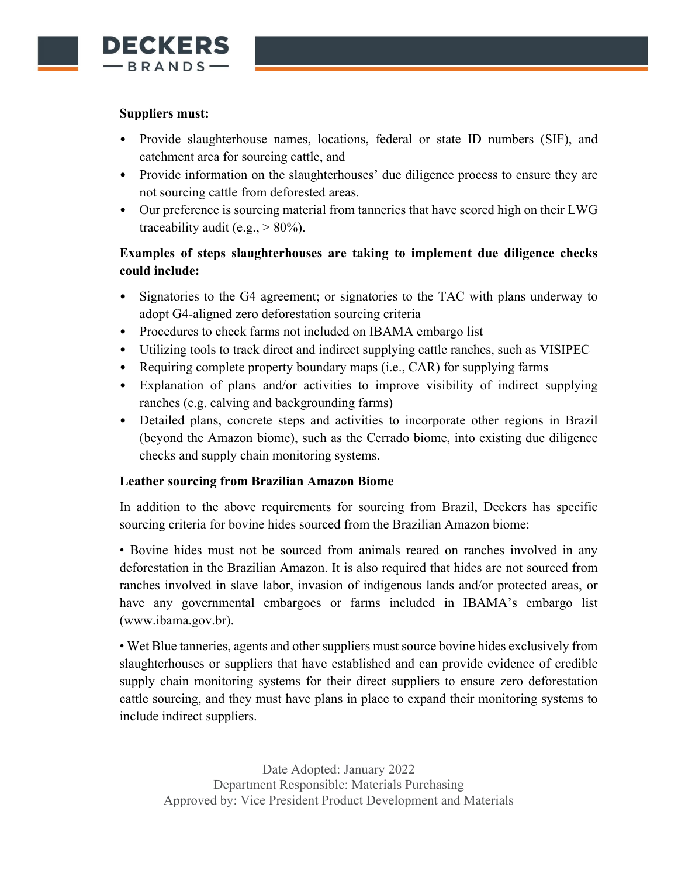**Suppliers must:**

- Provide slaughterhouse names, locations, federal or state ID numbers (SIF), and catchment area for sourcing cattle, and
- Provide information on the slaughterhouses' due diligence process to ensure they are not sourcing cattle from deforested areas.
- Our preference is sourcing material from tanneries that have scored high on their LWG traceability audit (e.g., > 80%).

**Examples of steps slaughterhouses are taking to implement due diligence checks could include:**

- Signatories to the G4 agreement; or signatories to the TAC with plans underway to adopt G4-aligned zero deforestation sourcing criteria
- Procedures to check farms not included on IBAMA embargo list
- Utilizing tools to track direct and indirect supplying cattle ranches, such as VISIPEC
- Requiring complete property boundary maps (i.e., CAR) for supplying farms
- Explanation of plans and/or activities to improve visibility of indirect supplying ranches (e.g. calving and backgrounding farms)
- Detailed plans, concrete steps and activities to incorporate other regions in Brazil (beyond the Amazon biome), such as the Cerrado biome, into existing due diligence checks and supply chain monitoring systems.

**Leather sourcing from Brazilian Amazon Biome**

In addition to the above requirements for sourcing from Brazil, Deckers has specific sourcing criteria for bovine hides sourced from the Brazilian Amazon biome:

• Bovine hides must not be sourced from animals reared on ranches involved in any deforestation in the Brazilian Amazon. It is also required that hides are not sourced from ranches involved in slave labor, invasion of indigenous lands and/or protected areas, or have any governmental embargoes or farms included in IBAMA's embargo list (www.ibama.gov.br).

• Wet Blue tanneries, agents and other suppliers must source bovine hides exclusively from slaughterhouses or suppliers that have established and can provide evidence of credible supply chain monitoring systems for their direct suppliers to ensure zero deforestation cattle sourcing, and they must have plans in place to expand their monitoring systems to include indirect suppliers.

Date Adopted: January 2022
Department Responsible: Materials Purchasing
Approved by: Vice President Product Development and Materials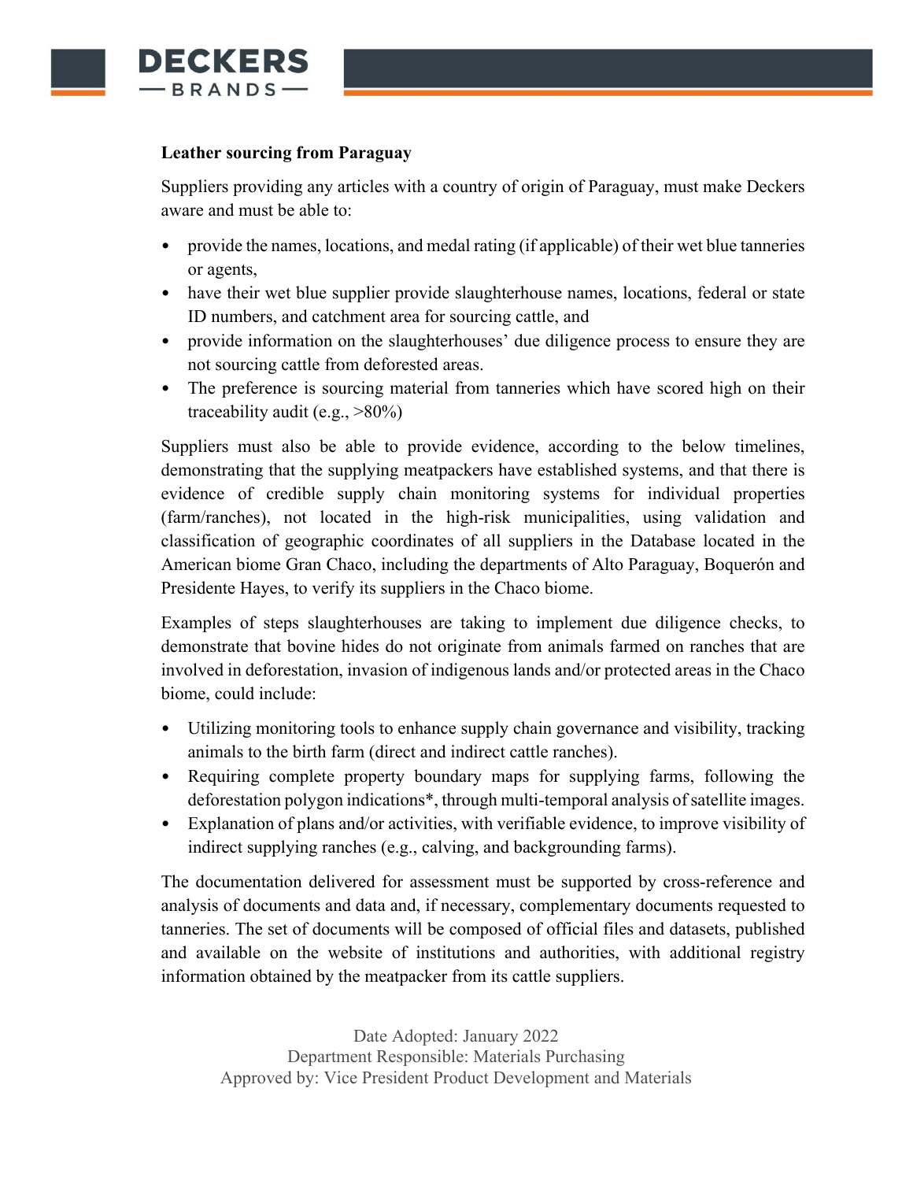**Leather sourcing from Paraguay**

Suppliers providing any articles with a country of origin of Paraguay, must make Deckers aware and must be able to:

- provide the names, locations, and medal rating (if applicable) of their wet blue tanneries or agents,
- have their wet blue supplier provide slaughterhouse names, locations, federal or state ID numbers, and catchment area for sourcing cattle, and
- provide information on the slaughterhouses' due diligence process to ensure they are not sourcing cattle from deforested areas.
- The preference is sourcing material from tanneries which have scored high on their traceability audit (e.g., >80%)

Suppliers must also be able to provide evidence, according to the below timelines, demonstrating that the supplying meatpackers have established systems, and that there is evidence of credible supply chain monitoring systems for individual properties (farm/ranches), not located in the high-risk municipalities, using validation and classification of geographic coordinates of all suppliers in the Database located in the American biome Gran Chaco, including the departments of Alto Paraguay, Boquerón and Presidente Hayes, to verify its suppliers in the Chaco biome.

Examples of steps slaughterhouses are taking to implement due diligence checks, to demonstrate that bovine hides do not originate from animals farmed on ranches that are involved in deforestation, invasion of indigenous lands and/or protected areas in the Chaco biome, could include:

- Utilizing monitoring tools to enhance supply chain governance and visibility, tracking animals to the birth farm (direct and indirect cattle ranches).
- Requiring complete property boundary maps for supplying farms, following the deforestation polygon indications*, through multi-temporal analysis of satellite images.
- Explanation of plans and/or activities, with verifiable evidence, to improve visibility of indirect supplying ranches (e.g., calving, and backgrounding farms).

The documentation delivered for assessment must be supported by cross-reference and analysis of documents and data and, if necessary, complementary documents requested to tanneries. The set of documents will be composed of official files and datasets, published and available on the website of institutions and authorities, with additional registry information obtained by the meatpacker from its cattle suppliers.

Date Adopted: January 2022
Department Responsible: Materials Purchasing
Approved by: Vice President Product Development and Materials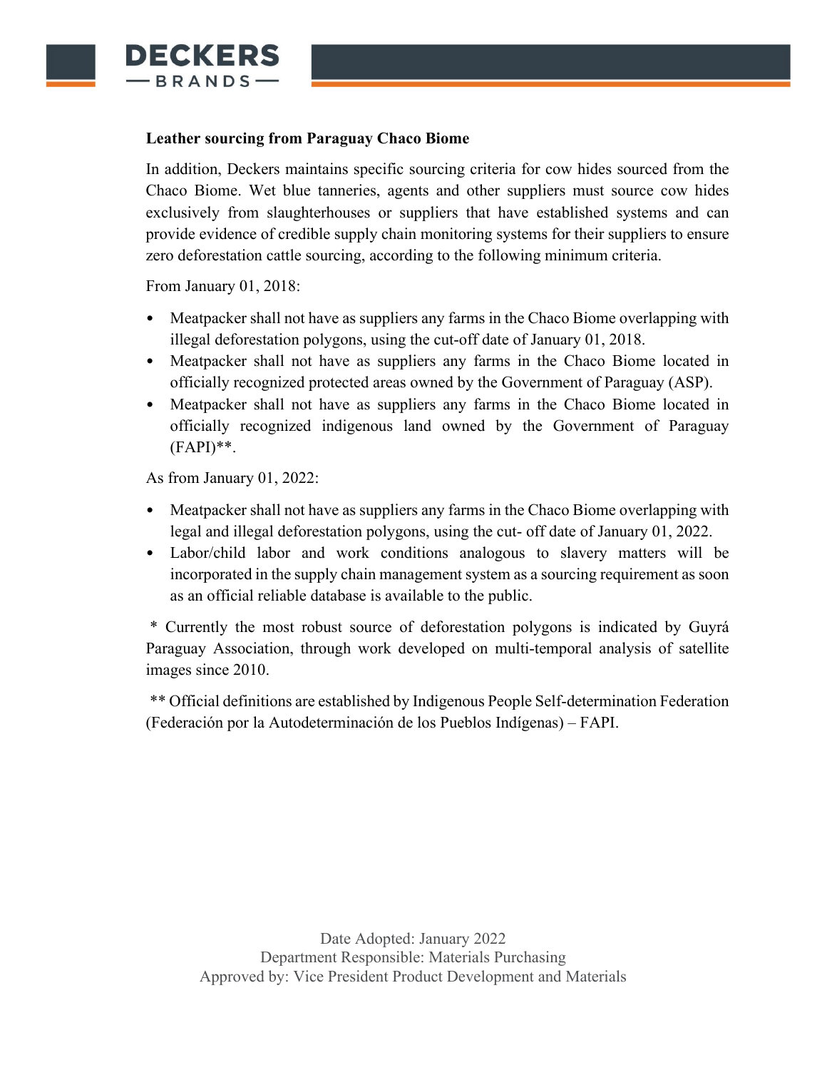**Leather sourcing from Paraguay Chaco Biome**

In addition, Deckers maintains specific sourcing criteria for cow hides sourced from the Chaco Biome. Wet blue tanneries, agents and other suppliers must source cow hides exclusively from slaughterhouses or suppliers that have established systems and can provide evidence of credible supply chain monitoring systems for their suppliers to ensure zero deforestation cattle sourcing, according to the following minimum criteria.

From January 01, 2018:

- Meatpacker shall not have as suppliers any farms in the Chaco Biome overlapping with illegal deforestation polygons, using the cut-off date of January 01, 2018.
- Meatpacker shall not have as suppliers any farms in the Chaco Biome located in officially recognized protected areas owned by the Government of Paraguay (ASP).
- Meatpacker shall not have as suppliers any farms in the Chaco Biome located in officially recognized indigenous land owned by the Government of Paraguay (FAPI)**.

As from January 01, 2022:

- Meatpacker shall not have as suppliers any farms in the Chaco Biome overlapping with legal and illegal deforestation polygons, using the cut- off date of January 01, 2022.
- Labor/child labor and work conditions analogous to slavery matters will be incorporated in the supply chain management system as a sourcing requirement as soon as an official reliable database is available to the public.

\* Currently the most robust source of deforestation polygons is indicated by Guyrá Paraguay Association, through work developed on multi-temporal analysis of satellite images since 2010.

\** Official definitions are established by Indigenous People Self-determination Federation (Federación por la Autodeterminación de los Pueblos Indígenas) – FAPI.

Date Adopted: January 2022
Department Responsible: Materials Purchasing
Approved by: Vice President Product Development and Materials